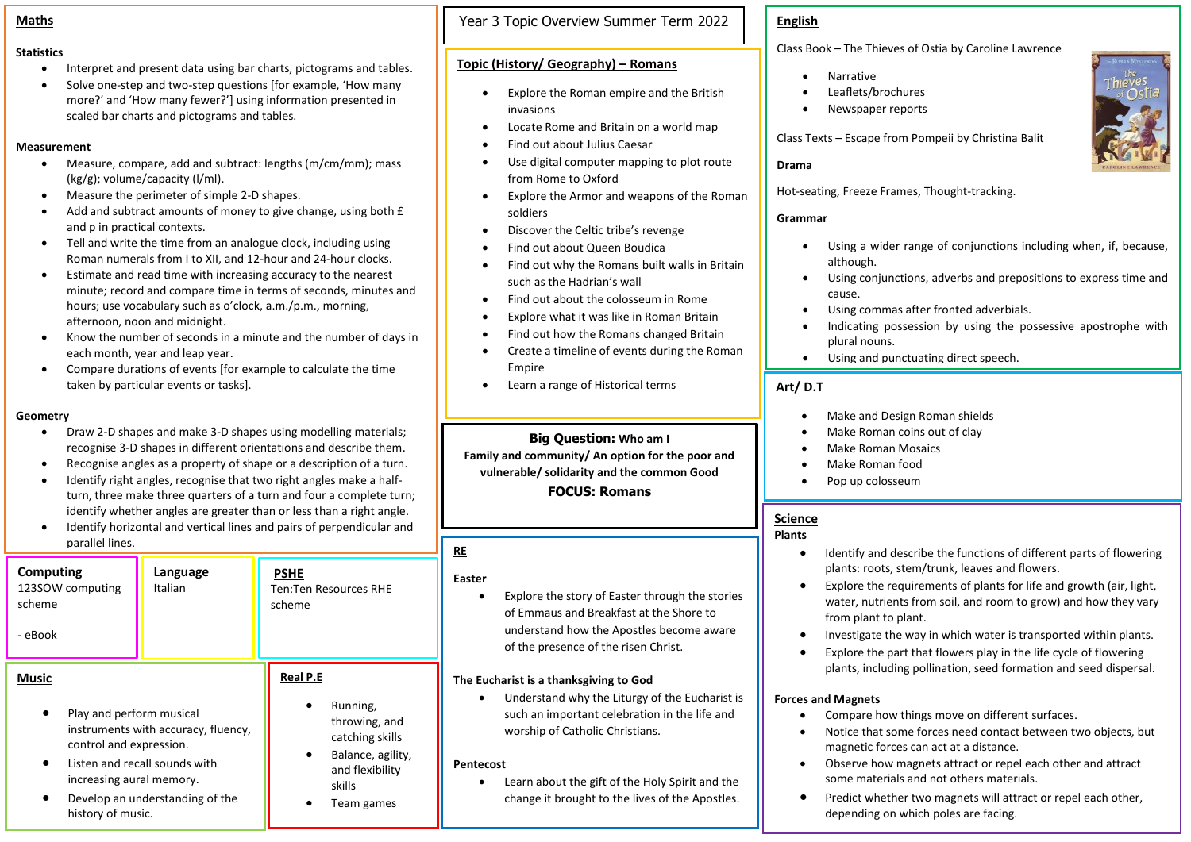# Year 3 Topic Overview Summer Term 2022

## Maths

**Statistics**

- Interpret and present data using bar charts, pictograms and tables.
- Solve one-step and two-step questions [for example, 'How many more?' and 'How many fewer?'] using information presented in scaled bar charts and pictograms and tables.

**Measurement**

- Measure, compare, add and subtract: lengths (m/cm/mm); mass (kg/g); volume/capacity (l/ml).
- Measure the perimeter of simple 2-D shapes.
- Add and subtract amounts of money to give change, using both £ and p in practical contexts.
- Tell and write the time from an analogue clock, including using Roman numerals from I to XII, and 12-hour and 24-hour clocks.
- Estimate and read time with increasing accuracy to the nearest minute; record and compare time in terms of seconds, minutes and hours; use vocabulary such as o'clock, a.m./p.m., morning, afternoon, noon and midnight.
- Know the number of seconds in a minute and the number of days in each month, year and leap year.
- Compare durations of events [for example to calculate the time taken by particular events or tasks].

**Geometry**

- Draw 2-D shapes and make 3-D shapes using modelling materials; recognise 3-D shapes in different orientations and describe them.
- Recognise angles as a property of shape or a description of a turn.
- Identify right angles, recognise that two right angles make a half-turn, three make three quarters of a turn and four a complete turn; identify whether angles are greater than or less than a right angle.
- Identify horizontal and vertical lines and pairs of perpendicular and parallel lines.

## Computing

123SOW computing scheme

- eBook

## Language

Italian

## PSHE

Ten:Ten Resources RHE scheme

## Music

- Play and perform musical instruments with accuracy, fluency, control and expression.
- Listen and recall sounds with increasing aural memory.
- Develop an understanding of the history of music.

## Real P.E

- Running, throwing, and catching skills
- Balance, agility, and flexibility skills
- Team games

## Topic (History/ Geography) – Romans

- Explore the Roman empire and the British invasions
- Locate Rome and Britain on a world map
- Find out about Julius Caesar
- Use digital computer mapping to plot route from Rome to Oxford
- Explore the Armor and weapons of the Roman soldiers
- Discover the Celtic tribe's revenge
- Find out about Queen Boudica
- Find out why the Romans built walls in Britain such as the Hadrian's wall
- Find out about the colosseum in Rome
- Explore what it was like in Roman Britain
- Find out how the Romans changed Britain
- Create a timeline of events during the Roman Empire
- Learn a range of Historical terms

**Big Question:** Who am I

**Family and community/ An option for the poor and vulnerable/ solidarity and the common Good**

**FOCUS: Romans**

## RE

**Easter**

- Explore the story of Easter through the stories of Emmaus and Breakfast at the Shore to understand how the Apostles become aware of the presence of the risen Christ.

**The Eucharist is a thanksgiving to God**

- Understand why the Liturgy of the Eucharist is such an important celebration in the life and worship of Catholic Christians.

**Pentecost**

- Learn about the gift of the Holy Spirit and the change it brought to the lives of the Apostles.

## English

Class Book – The Thieves of Ostia by Caroline Lawrence

- Narrative
- Leaflets/brochures
- Newspaper reports

Class Texts – Escape from Pompeii by Christina Balit

**Drama**

Hot-seating, Freeze Frames, Thought-tracking.

**Grammar**

- Using a wider range of conjunctions including when, if, because, although.
- Using conjunctions, adverbs and prepositions to express time and cause.
- Using commas after fronted adverbials.
- Indicating possession by using the possessive apostrophe with plural nouns.
- Using and punctuating direct speech.

## Art/ D.T

- Make and Design Roman shields
- Make Roman coins out of clay
- Make Roman Mosaics
- Make Roman food
- Pop up colosseum

## Science

**Plants**

- Identify and describe the functions of different parts of flowering plants: roots, stem/trunk, leaves and flowers.
- Explore the requirements of plants for life and growth (air, light, water, nutrients from soil, and room to grow) and how they vary from plant to plant.
- Investigate the way in which water is transported within plants.
- Explore the part that flowers play in the life cycle of flowering plants, including pollination, seed formation and seed dispersal.

**Forces and Magnets**

- Compare how things move on different surfaces.
- Notice that some forces need contact between two objects, but magnetic forces can act at a distance.
- Observe how magnets attract or repel each other and attract some materials and not others materials.
- Predict whether two magnets will attract or repel each other, depending on which poles are facing.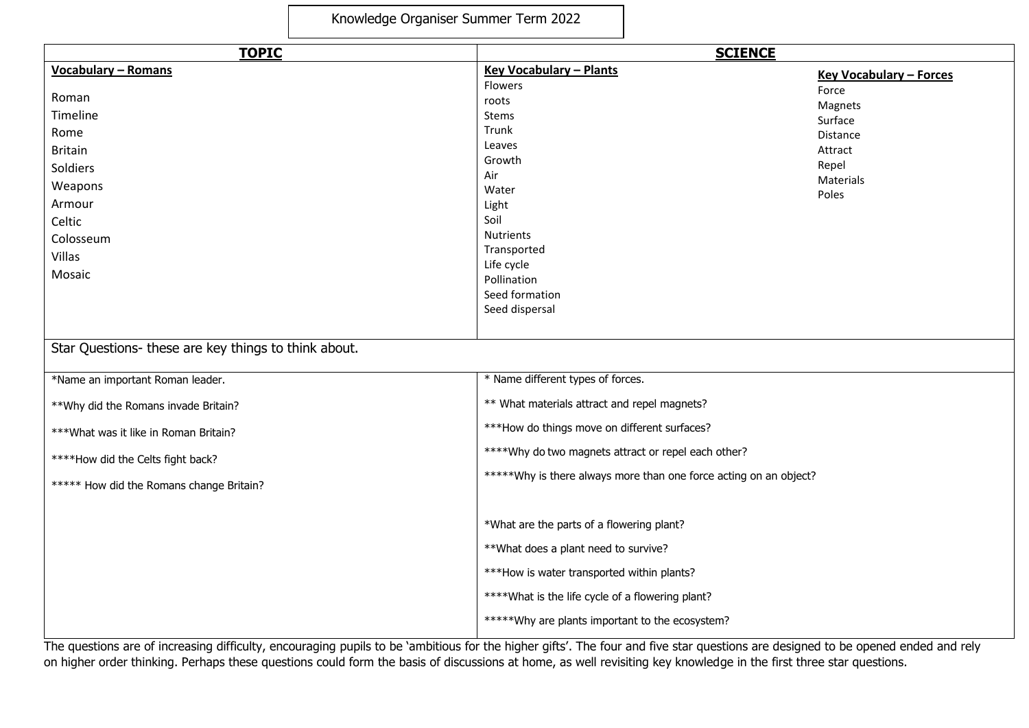# Knowledge Organiser Summer Term 2022

| TOPIC | SCIENCE | |
|---|---|---|
| **Vocabulary – Romans**<br><br>Roman<br>Timeline<br>Rome<br>Britain<br>Soldiers<br>Weapons<br>Armour<br>Celtic<br>Colosseum<br>Villas<br>Mosaic | **Key Vocabulary – Plants**<br>Flowers<br>roots<br>Stems<br>Trunk<br>Leaves<br>Growth<br>Air<br>Water<br>Light<br>Soil<br>Nutrients<br>Transported<br>Life cycle<br>Pollination<br>Seed formation<br>Seed dispersal | **Key Vocabulary – Forces**<br>Force<br>Magnets<br>Surface<br>Distance<br>Attract<br>Repel<br>Materials<br>Poles |
| Star Questions- these are key things to think about. | | |
| *Name an important Roman leader.<br><br>**Why did the Romans invade Britain?<br><br>***What was it like in Roman Britain?<br><br>****How did the Celts fight back?<br><br>***** How did the Romans change Britain? | * Name different types of forces.<br><br>** What materials attract and repel magnets?<br><br>***How do things move on different surfaces?<br><br>****Why do two magnets attract or repel each other?<br><br>*****Why is there always more than one force acting on an object?<br><br><br>*What are the parts of a flowering plant?<br><br>**What does a plant need to survive?<br><br>***How is water transported within plants?<br><br>****What is the life cycle of a flowering plant?<br><br>*****Why are plants important to the ecosystem? | |

The questions are of increasing difficulty, encouraging pupils to be 'ambitious for the higher gifts'. The four and five star questions are designed to be opened ended and rely on higher order thinking. Perhaps these questions could form the basis of discussions at home, as well revisiting key knowledge in the first three star questions.